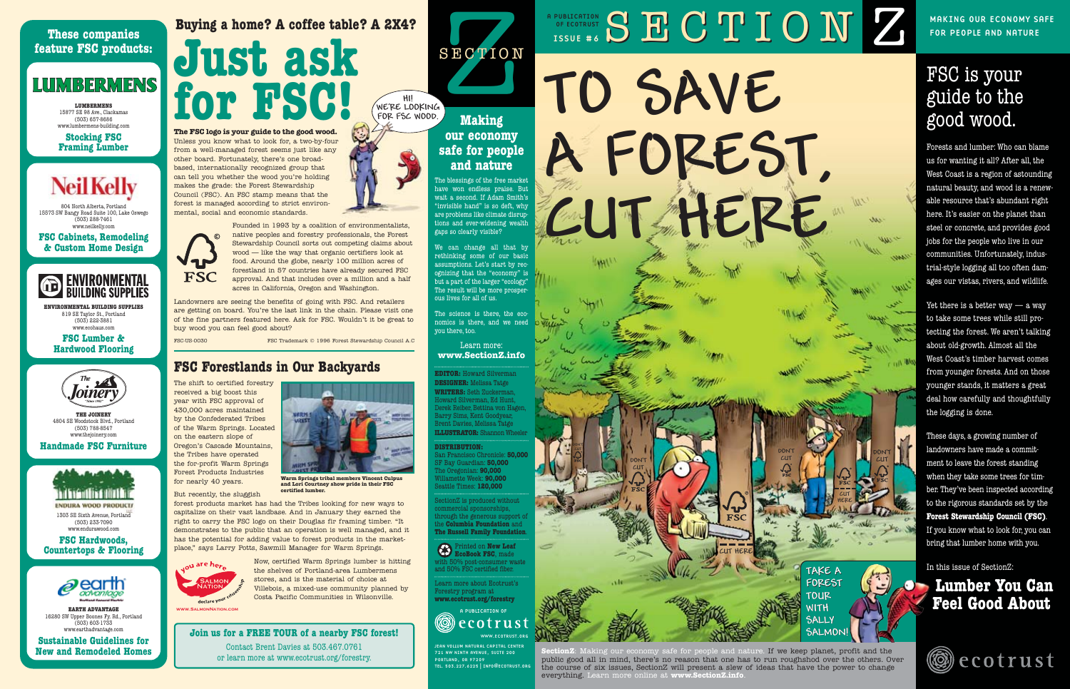## These companies feature FSC products:

**LUMBERMENS**

LUMBERMENS
15877 SE 98 Ave., Clackamas
(503) 657-8668
www.lumbermens-building.com

**Stocking FSC Framing Lumber**

**Neil Kelly**

804 North Alberta, Portland
15573 SW Bangy Road Suite 100, Lake Oswego
(503) 288-7461
www.neilkelly.com

**FSC Cabinets, Remodeling & Custom Home Design**

**ENVIRONMENTAL BUILDING SUPPLIES**

ENVIRONMENTAL BUILDING SUPPLIES
819 SE Taylor St., Portland
(503) 222-3881
www.ecohaus.com

**FSC Lumber & Hardwood Flooring**

**The Joinery**

THE JOINERY
4804 SE Woodstock Blvd., Portland
(503) 788-8547
www.thejoinery.com

**Handmade FSC Furniture**

**ENDURA WOOD PRODUCTS**

1303 SE Sixth Avenue, Portland
(503) 233-7090
www.endurawood.com

**FSC Hardwoods, Countertops & Flooring**

**earth advantage**

EARTH ADVANTAGE
16280 SW Upper Boones Fy. Rd., Portland
(503) 603-1733
www.earthadvantage.com

**Sustainable Guidelines for New and Remodeled Homes**

# Buying a home? A coffee table? A 2X4? Just ask for FSC!

**The FSC logo is your guide to the good wood.** Unless you know what to look for, a two-by-four from a well-managed forest seems just like any other board. Fortunately, there's one broad-based, internationally recognized group that can tell you whether the wood you're holding makes the grade: the Forest Stewardship Council (FSC). An FSC stamp means that the forest is managed according to strict environmental, social and economic standards.

Founded in 1993 by a coalition of environmentalists, native peoples and forestry professionals, the Forest Stewardship Council sorts out competing claims about wood — like the way that organic certifiers look at food. Around the globe, nearly 100 million acres of forestland in 57 countries have already secured FSC approval. And that includes over a million and a half acres in California, Oregon and Washington.

Landowners are seeing the benefits of going with FSC. And retailers are getting on board. You're the last link in the chain. Please visit one of the fine retailers featured here. Ask for FSC. Wouldn't it be great to buy wood you can feel good about?

FSC-US-0030 FSC Trademark © 1996 Forest Stewardship Council A.C

## FSC Forestlands in Our Backyards

The shift to certified forestry received a big boost this year with FSC approval of 430,000 acres maintained by the Confederated Tribes of the Warm Springs. Located on the eastern slope of Oregon's Cascade Mountains, the Tribes have operated the for-profit Warm Springs Forest Products Industries for nearly 40 years.

Warm Springs tribal members Vincent Culpus and Lori Courtney show pride in their FSC certified lumber.

But recently, the sluggish forest products market has had the Tribes looking for new ways to capitalize on their vast landbase. And in January they earned the right to carry the FSC logo on their Douglas fir framing timber. "It demonstrates to the public that an operation is well managed, and it has the potential for adding value to forest products in the marketplace," says Larry Potts, Sawmill Manager for Warm Springs.

Now, certified Warm Springs lumber is hitting the shelves of Portland-area Lumbermens stores, and is the material of choice at Villebois, a mixed-use community planned by Costa Pacific Communities in Wilsonville.

you are here — SALMON NATION — declare your citizenship — WWW.SALMONNATION.COM

**Join us for a FREE TOUR of a nearby FSC forest!**
Contact Brent Davies at 503.467.0761
or learn more at www.ecotrust.org/forestry.

# SECTION Z

## Making our economy safe for people and nature

The blessings of the free market have won endless praise. But wait a second. If Adam Smith's "invisible hand" is so deft, why are problems like climate disruptions and ever-widening wealth gaps so clearly visible?

We can change all that by rethinking some of our basic assumptions. Let's start by recognizing that the "economy" is but a part of the larger "ecology." The result will be more prosperous lives for all of us.

The science is there, the economics is there, and we need you there, too.

Learn more:
**www.SectionZ.info**

**EDITOR:** Howard Silverman
**DESIGNER:** Melissa Taige
**WRITERS:** Seth Zuckerman, Howard Silverman, Ed Hunt, Derek Reiber, Bettina von Hagen, Barry Sims, Kent Goodyear, Brent Davies, Melissa Taige
**ILLUSTRATOR:** Shannon Wheeler

**DISTRIBUTION:**
San Francisco Chronicle: **50,000**
SF Bay Guardian: **50,000**
The Oregonian: **90,000**
Willamette Week: **90,000**
Seattle Times: **120,000**

SectionZ is produced without commercial sponsorships, through the generous support of the **Columbia Foundation** and **The Russell Family Foundation**.

Printed on **New Leaf EcoBook FSC**, made with 50% post-consumer waste and 50% FSC certified fiber.

Learn more about Ecotrust's Forestry program at **www.ecotrust.org/forestry**

A PUBLICATION OF ecotrust
WWW.ECOTRUST.ORG

JEAN VOLLUM NATURAL CAPITAL CENTER
721 NW NINTH AVENUE, SUITE 200
PORTLAND, OR 97209
TEL 503.227.6225 | INFO@ECOTRUST.ORG

A PUBLICATION OF ECOTRUST — ISSUE #6

# SECTION Z

# TO SAVE A FOREST, CUT HERE

**SectionZ**: Making our economy safe for people and nature. If we keep planet, profit and the public good all in mind, there's no reason that one has to run roughshod over the others. Over the course of six issues, SectionZ will present a slew of ideas that have the power to change everything. Learn more online at **www.SectionZ.info**.

MAKING OUR ECONOMY SAFE FOR PEOPLE AND NATURE

## FSC is your guide to the good wood.

Forests and lumber: Who can blame us for wanting it all? After all, the West Coast is a region of astounding natural beauty, and wood is a renewable resource that's abundant right here. It's easier on the planet than steel or concrete, and provides good jobs for the people who live in our communities. Unfortunately, industrial-style logging all too often damages our vistas, rivers, and wildlife.

Yet there is a better way — a way to take some trees while still protecting the forest. We aren't talking about old-growth. Almost all the West Coast's timber harvest comes from younger forests. And on those younger stands, it matters a great deal how carefully and thoughtfully the logging is done.

These days, a growing number of landowners have made a commitment to leave the forest standing when they take some trees for timber. They've been inspected according to the rigorous standards set by the **Forest Stewardship Council (FSC)**. If you know what to look for, you can bring that lumber home with you.

In this issue of SectionZ:

**Lumber You Can Feel Good About**

ecotrust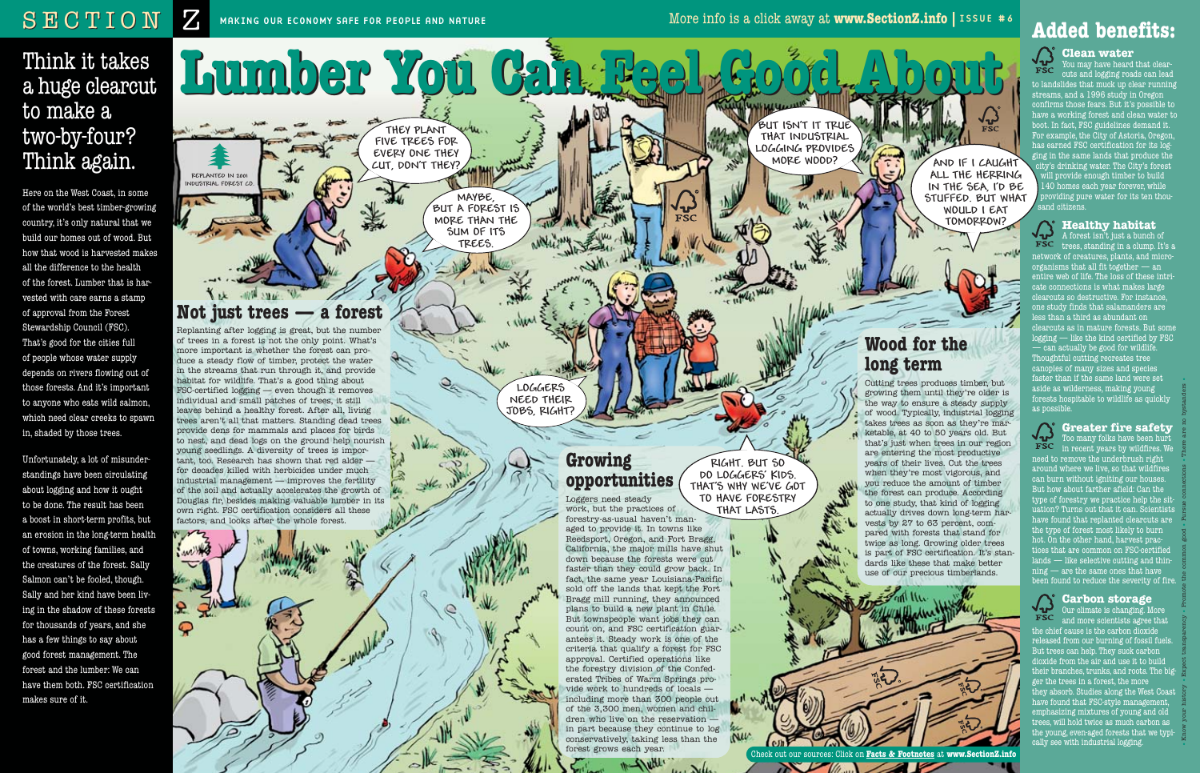# Lumber You Can Feel Good About

## Think it takes a huge clearcut to make a two-by-four? Think again.

Here on the West Coast, in some of the world's best timber-growing country, it's only natural that we build our homes out of wood. But how that wood is harvested makes all the difference to the health of the forest. Lumber that is harvested with care earns a stamp of approval from the Forest Stewardship Council (FSC). That's good for the cities full of people whose water supply depends on rivers flowing out of those forests. And it's important to anyone who eats wild salmon, which need clear creeks to spawn in, shaded by those trees.

Unfortunately, a lot of misunderstandings have been circulating about logging and how it ought to be done. The result has been a boost in short-term profits, but an erosion in the long-term health of towns, working families, and the creatures of the forest. Sally Salmon can't be fooled, though. Sally and her kind have been living in the shadow of these forests for thousands of years, and she has a few things to say about good forest management. The forest and the lumber: We can have them both. FSC certification makes sure of it.

REPLANTED IN 2001
INDUSTRIAL FOREST CO.

THEY PLANT FIVE TREES FOR EVERY ONE THEY CUT, DON'T THEY?

MAYBE, BUT A FOREST IS MORE THAN THE SUM OF ITS TREES.

BUT ISN'T IT TRUE THAT INDUSTRIAL LOGGING PROVIDES MORE WOOD?

AND IF I CAUGHT ALL THE HERRING IN THE SEA, I'D BE STUFFED. BUT WHAT WOULD I EAT TOMORROW?

LOGGERS NEED THEIR JOBS, RIGHT?

RIGHT. BUT SO DO LOGGERS' KIDS. THAT'S WHY WE'VE GOT TO HAVE FORESTRY THAT LASTS.

## Not just trees — a forest

Replanting after logging is great, but the number of trees in a forest is not the only point. What's more important is whether the forest can produce a steady flow of timber, protect the water in the streams that run through it, and provide habitat for wildlife. That's a good thing about FSC-certified logging — even though it removes individual and small patches of trees, it still leaves behind a healthy forest. After all, living trees aren't all that matters. Standing dead trees provide dens for mammals and places for birds to nest, and dead logs on the ground help nourish young seedlings. A diversity of trees is important, too. Research has shown that red alder — for decades killed with herbicides under much industrial management — improves the fertility of the soil and actually accelerates the growth of Douglas fir, besides making valuable lumber in its own right. FSC certification considers all these factors, and looks after the whole forest.

## Growing opportunities

Loggers need steady work, but the practices of forestry-as-usual haven't managed to provide it. In towns like Reedsport, Oregon, and Fort Bragg, California, the major mills have shut down because the forests were cut faster than they could grow back. In fact, the same year Louisiana-Pacific sold off the lands that kept the Fort Bragg mill running, they announced plans to build a new plant in Chile. But townspeople want jobs they can count on, and FSC certification guarantees it. Steady work is one of the criteria that qualify a forest for FSC approval. Certified operations like the forestry division of the Confederated Tribes of Warm Springs provide work to hundreds of locals — including more than 300 people out of the 3,300 men, women and children who live on the reservation — in part because they continue to log conservatively, taking less than the forest grows each year.

## Wood for the long term

Cutting trees produces timber, but growing them until they're older is the way to ensure a steady supply of wood. Typically, industrial logging takes trees as soon as they're marketable, at 40 to 50 years old. But that's just when trees in our region are entering the most productive years of their lives. Cut the trees when they're most vigorous, and you reduce the amount of timber the forest can produce. According to one study, that kind of logging actually drives down long-term harvests by 27 to 63 percent, compared with forests that stand for twice as long. Growing older trees is part of FSC certification. It's standards like these that make better use of our precious timberlands.

Check out our sources: Click on **Facts & Footnotes** at **www.SectionZ.info**

# Added benefits:

### Clean water

You may have heard that clearcuts and logging roads can lead to landslides that muck up clear running streams, and a 1996 study in Oregon confirms those fears. But it's possible to have a working forest and clean water to boot. In fact, FSC guidelines demand it. For example, the City of Astoria, Oregon, has earned FSC certification for its logging in the same lands that produce the city's drinking water. The City's forest will provide enough timber to build 140 homes each year forever, while providing pure water for its ten thousand citizens.

### Healthy habitat

A forest isn't just a bunch of trees, standing in a clump. It's a network of creatures, plants, and microorganisms that all fit together — an entire web of life. The loss of these intricate connections is what makes large clearcuts so destructive. For instance, one study finds that salamanders are less than a third as abundant on clearcuts as in mature forests. But some logging — like the kind certified by FSC — can actually be good for wildlife. Thoughtful cutting recreates tree canopies of many sizes and species faster than if the same land were set aside as wilderness, making young forests hospitable to wildlife as quickly as possible.

### Greater fire safety

Too many folks have been hurt in recent years by wildfires. We need to remove the underbrush right around where we live, so that wildfires can burn without igniting our houses. But how about farther afield: Can the type of forestry we practice help the situation? Turns out that it can. Scientists have found that replanted clearcuts are the type of forest most likely to burn hot. On the other hand, harvest practices that are common on FSC-certified lands — like selective cutting and thinning — are the same ones that have been found to reduce the severity of fire.

### Carbon storage

Our climate is changing. More and more scientists agree that the chief cause is the carbon dioxide released from our burning of fossil fuels. But trees can help. They suck carbon dioxide from the air and use it to build their branches, trunks, and roots. The bigger the trees in a forest, the more they absorb. Studies along the West Coast have found that FSC-style management, emphasizing mixtures of young and old trees, will hold twice as much carbon as the young, even-aged forests that we typically see with industrial logging.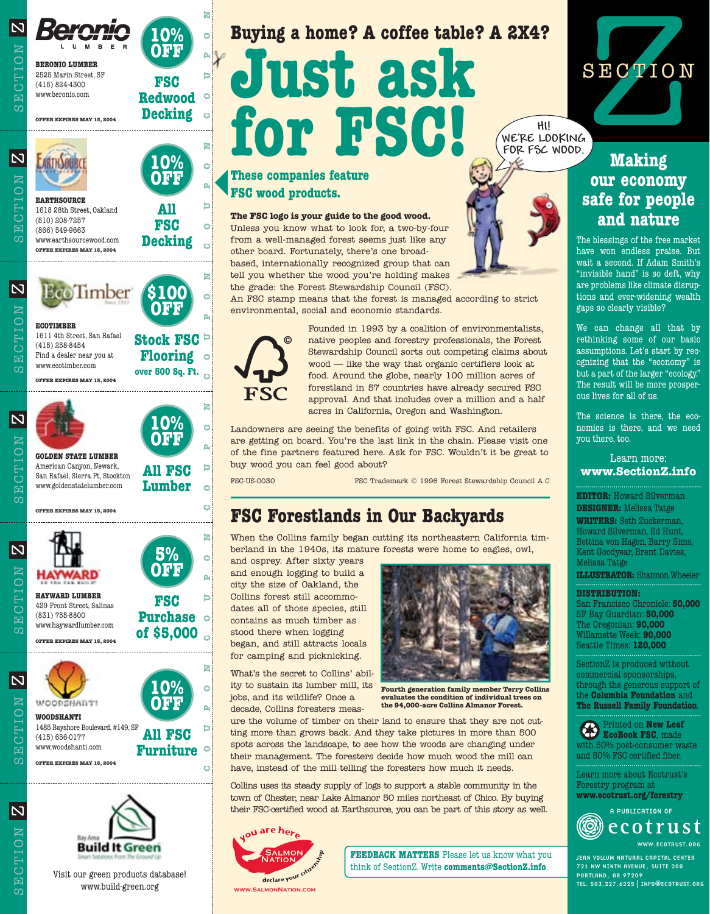# Buying a home? A coffee table? A 2X4? Just ask for FSC!

## These companies feature FSC wood products.

**The FSC logo is your guide to the good wood.** Unless you know what to look for, a two-by-four from a well-managed forest seems just like any other board. Fortunately, there's one broad-based, internationally recognized group that can tell you whether the wood you're holding makes the grade: the Forest Stewardship Council (FSC). An FSC stamp means that the forest is managed according to strict environmental, social and economic standards.

HI! WE'RE LOOKING FOR FSC WOOD.

FSC ©

Founded in 1993 by a coalition of environmentalists, native peoples and forestry professionals, the Forest Stewardship Council sorts out competing claims about wood — like the way that organic certifiers look at food. Around the globe, nearly 100 million acres of forestland in 57 countries have already secured FSC approval. And that includes over a million and a half acres in California, Oregon and Washington.

Landowners are seeing the benefits of going with FSC. And retailers are getting on board. You're the last link in the chain. Please visit one of the fine partners featured here. Ask for FSC. Wouldn't it be great to buy wood you can feel good about?

FSC-US-0030 FSC Trademark © 1996 Forest Stewardship Council A.C

## FSC Forestlands in Our Backyards

When the Collins family began cutting its northeastern California timberland in the 1940s, its mature forests were home to eagles, owl, and osprey. After sixty years and enough logging to build a city the size of Oakland, the Collins forest still accommodates all of those species, still contains as much timber as stood there when logging began, and still attracts locals for camping and picknicking.

What's the secret to Collins' ability to sustain its lumber mill, its jobs, and its wildlife? Once a decade, Collins foresters measure the volume of timber on their land to ensure that they are not cutting more than grows back. And they take pictures in more than 500 spots across the landscape, to see how the woods are changing under their management. The foresters decide how much wood the mill can have, instead of the mill telling the foresters how much it needs.

**Fourth generation family member Terry Collins evaluates the condition of individual trees on the 94,000-acre Collins Almanor Forest.**

Collins uses its steady supply of logs to support a stable community in the town of Chester, near Lake Almanor 50 miles northeast of Chico. By buying their FSC-certified wood at Earthsource, you can be part of this story as well.

you are here — SALMON NATION — declare your citizenship
WWW.SALMONNATION.COM

**FEEDBACK MATTERS** Please let us know what you think of SectionZ. Write **comments@SectionZ.info**.

---

**Beronio Lumber**
**BERONIO LUMBER**
2525 Marin Street, SF
(415) 824-4300
www.beronio.com
**OFFER EXPIRES MAY 15, 2004**
**10% OFF — FSC Redwood Decking**

**EARTHSOURCE**
1618 28th Street, Oakland
(510) 208-7257
(866) 549-9663
www.earthsourcewood.com
**OFFER EXPIRES MAY 15, 2004**
**10% OFF — All FSC Decking**

**ECOTIMBER**
1611 4th Street, San Rafael
(415) 258-8454
Find a dealer near you at
www.ecotimber.com
**OFFER EXPIRES MAY 15, 2004**
**$100 OFF — Stock FSC Flooring over 500 Sq. Ft.**

**GOLDEN STATE LUMBER**
American Canyon, Newark, San Rafael, Sierra Pt, Stockton
www.goldenstatelumber.com
**OFFER EXPIRES MAY 15, 2004**
**10% OFF — All FSC Lumber**

**HAYWARD** — SO YOU CAN BUILD
**HAYWARD LUMBER**
429 Front Street, Salinas
(831) 755-8800
www.haywardlumber.com
**OFFER EXPIRES MAY 15, 2004**
**5% OFF — FSC Purchase of $5,000**

**WOODSHANTI**
1485 Bayshore Boulevard, #149, SF
(415) 656-0177
www.woodshanti.com
**OFFER EXPIRES MAY 15, 2004**
**10% OFF — All FSC Furniture**

Bay Area Build It Green — Smart Solutions From The Ground Up
Visit our green products database!
www.build-green.org

---

# SECTION Z

## Making our economy safe for people and nature

The blessings of the free market have won endless praise. But wait a second. If Adam Smith's "invisible hand" is so deft, why are problems like climate disruptions and ever-widening wealth gaps so clearly visible?

We can change all that by rethinking some of our basic assumptions. Let's start by recognizing that the "economy" is but a part of the larger "ecology." The result will be more prosperous lives for all of us.

The science is there, the economics is there, and we need you there, too.

Learn more:
**www.SectionZ.info**

**EDITOR:** Howard Silverman
**DESIGNER:** Melissa Tatge
**WRITERS:** Seth Zuckerman, Howard Silverman, Ed Hunt, Bettina von Hagen, Barry Sims, Kent Goodyear, Brent Davies, Melissa Tatge
**ILLUSTRATOR:** Shannon Wheeler

**DISTRIBUTION:**
San Francisco Chronicle: **50,000**
SF Bay Guardian: **50,000**
The Oregonian: **90,000**
Willamette Week: **90,000**
Seattle Times: **120,000**

SectionZ is produced without commercial sponsorships, through the generous support of the **Columbia Foundation** and **The Russell Family Foundation**.

Printed on **New Leaf EcoBook FSC**, made with 50% post-consumer waste and 50% FSC certified fiber.

Learn more about Ecotrust's Forestry program at **www.ecotrust.org/forestry**

A PUBLICATION OF
ecotrust
WWW.ECOTRUST.ORG

JEAN VOLLUM NATURAL CAPITAL CENTER
721 NW NINTH AVENUE, SUITE 200
PORTLAND, OR 97209
TEL. 503.227.6225 | INFO@ECOTRUST.ORG